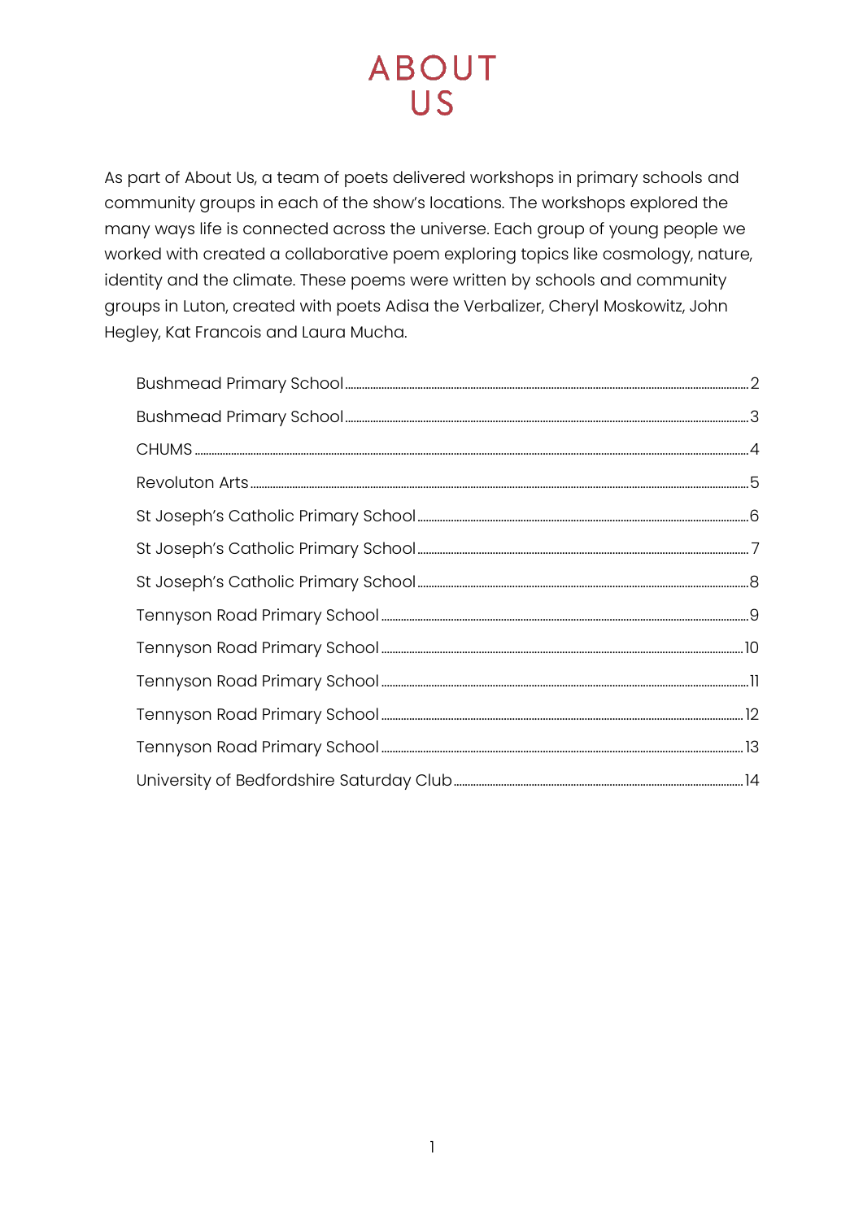# ABOUT US

As part of About Us, a team of poets delivered workshops in primary schools and community groups in each of the show's locations. The workshops explored the many ways life is connected across the universe. Each group of young people we worked with created a collaborative poem exploring topics like cosmology, nature, identity and the climate. These poems were written by schools and community groups in Luton, created with poets Adisa the Verbalizer, Cheryl Moskowitz, John Hegley, Kat Francois and Laura Mucha.

- Bushmead Primary School ........ 2
- Bushmead Primary School ........ 3
- CHUMS ........ 4
- Revoluton Arts ........ 5
- St Joseph's Catholic Primary School ........ 6
- St Joseph's Catholic Primary School ........ 7
- St Joseph's Catholic Primary School ........ 8
- Tennyson Road Primary School ........ 9
- Tennyson Road Primary School ........ 10
- Tennyson Road Primary School ........ 11
- Tennyson Road Primary School ........ 12
- Tennyson Road Primary School ........ 13
- University of Bedfordshire Saturday Club ........ 14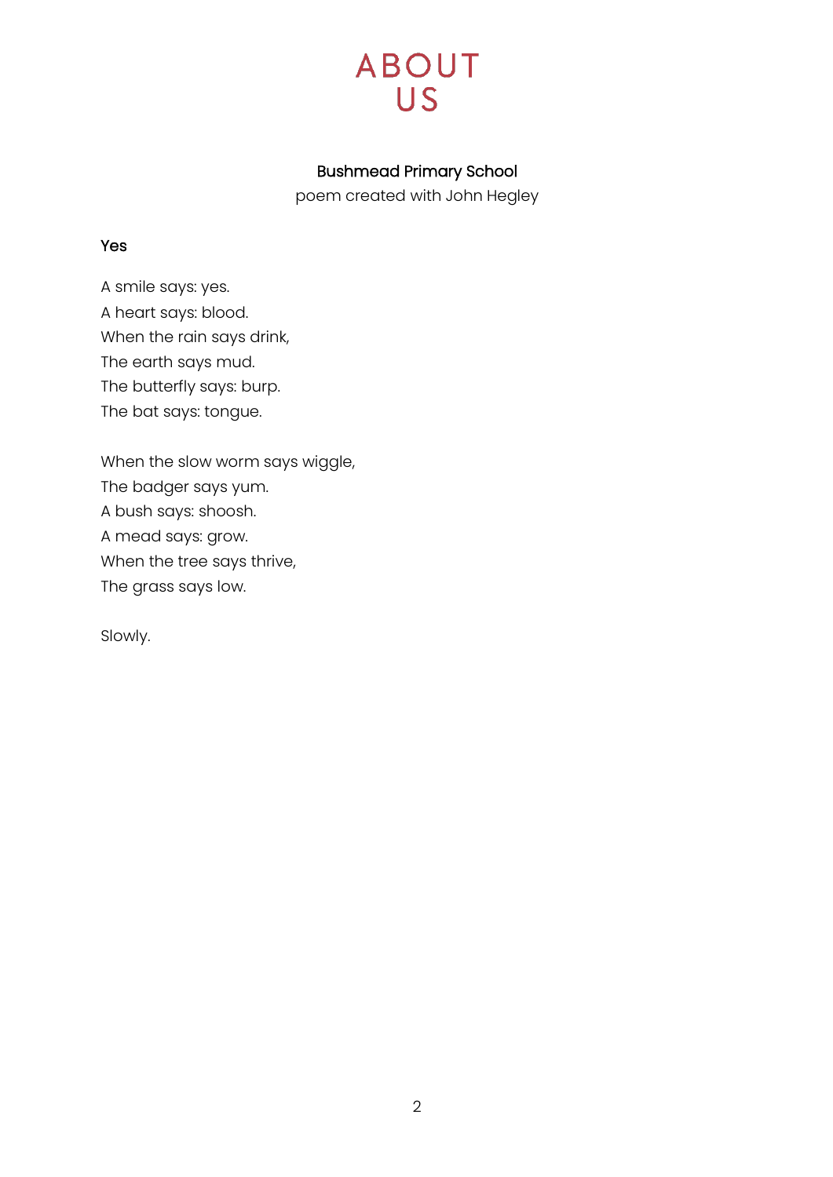# ABOUT US

**Bushmead Primary School**

poem created with John Hegley

**Yes**

A smile says: yes.  
A heart says: blood.  
When the rain says drink,  
The earth says mud.  
The butterfly says: burp.  
The bat says: tongue.

When the slow worm says wiggle,  
The badger says yum.  
A bush says: shoosh.  
A mead says: grow.  
When the tree says thrive,  
The grass says low.

Slowly.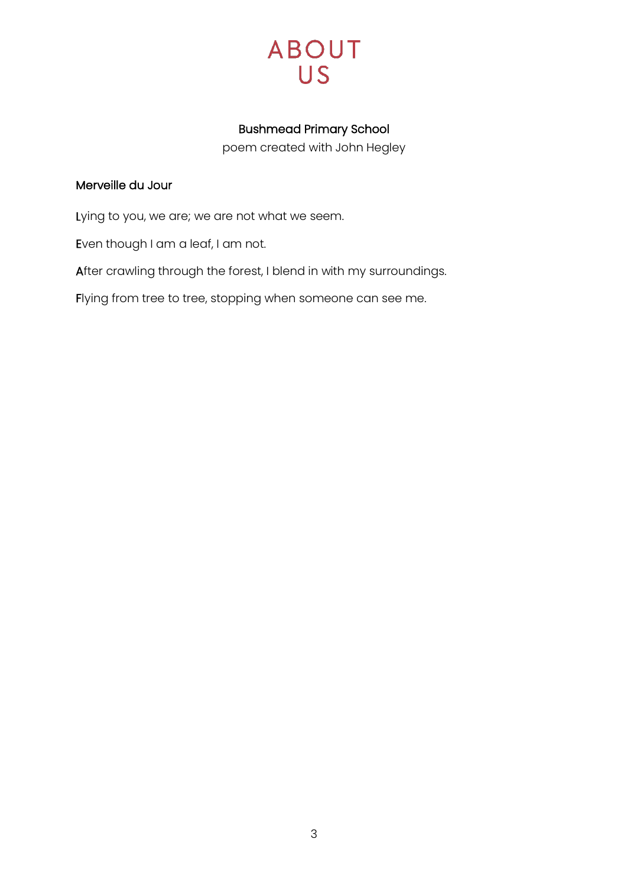# ABOUT US

**Bushmead Primary School**

poem created with John Hegley

**Merveille du Jour**

**L**ying to you, we are; we are not what we seem.

**E**ven though I am a leaf, I am not.

**A**fter crawling through the forest, I blend in with my surroundings.

**F**lying from tree to tree, stopping when someone can see me.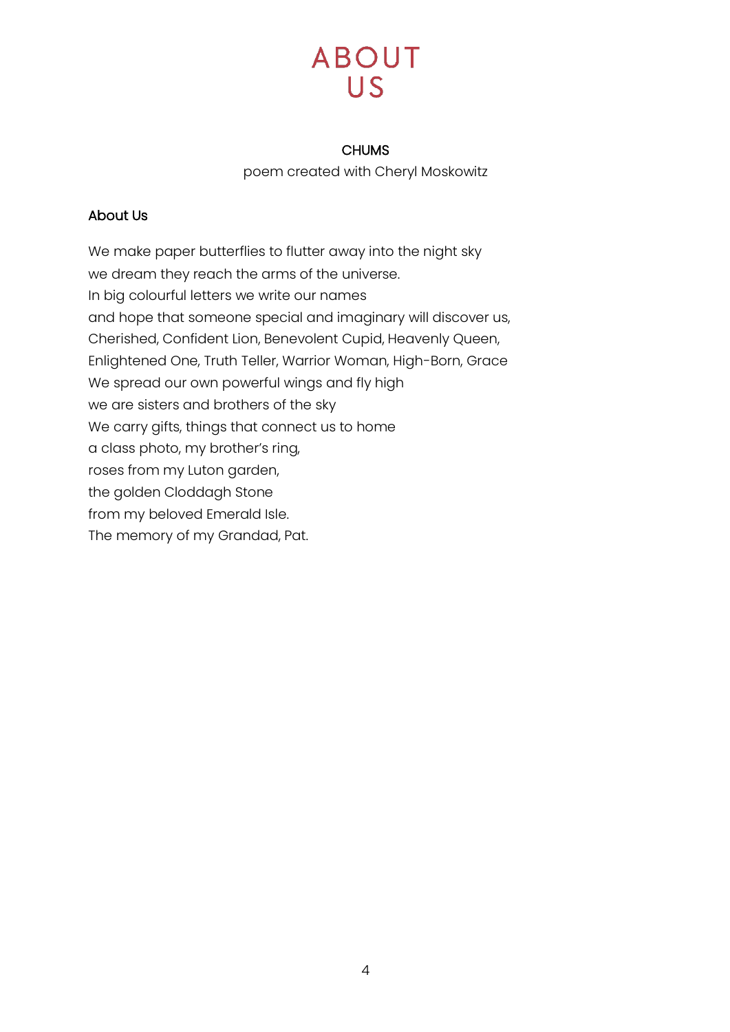# ABOUT US

CHUMS

poem created with Cheryl Moskowitz

## About Us

We make paper butterflies to flutter away into the night sky
we dream they reach the arms of the universe.
In big colourful letters we write our names
and hope that someone special and imaginary will discover us,
Cherished, Confident Lion, Benevolent Cupid, Heavenly Queen,
Enlightened One, Truth Teller, Warrior Woman, High-Born, Grace
We spread our own powerful wings and fly high
we are sisters and brothers of the sky
We carry gifts, things that connect us to home
a class photo, my brother's ring,
roses from my Luton garden,
the golden Cloddagh Stone
from my beloved Emerald Isle.
The memory of my Grandad, Pat.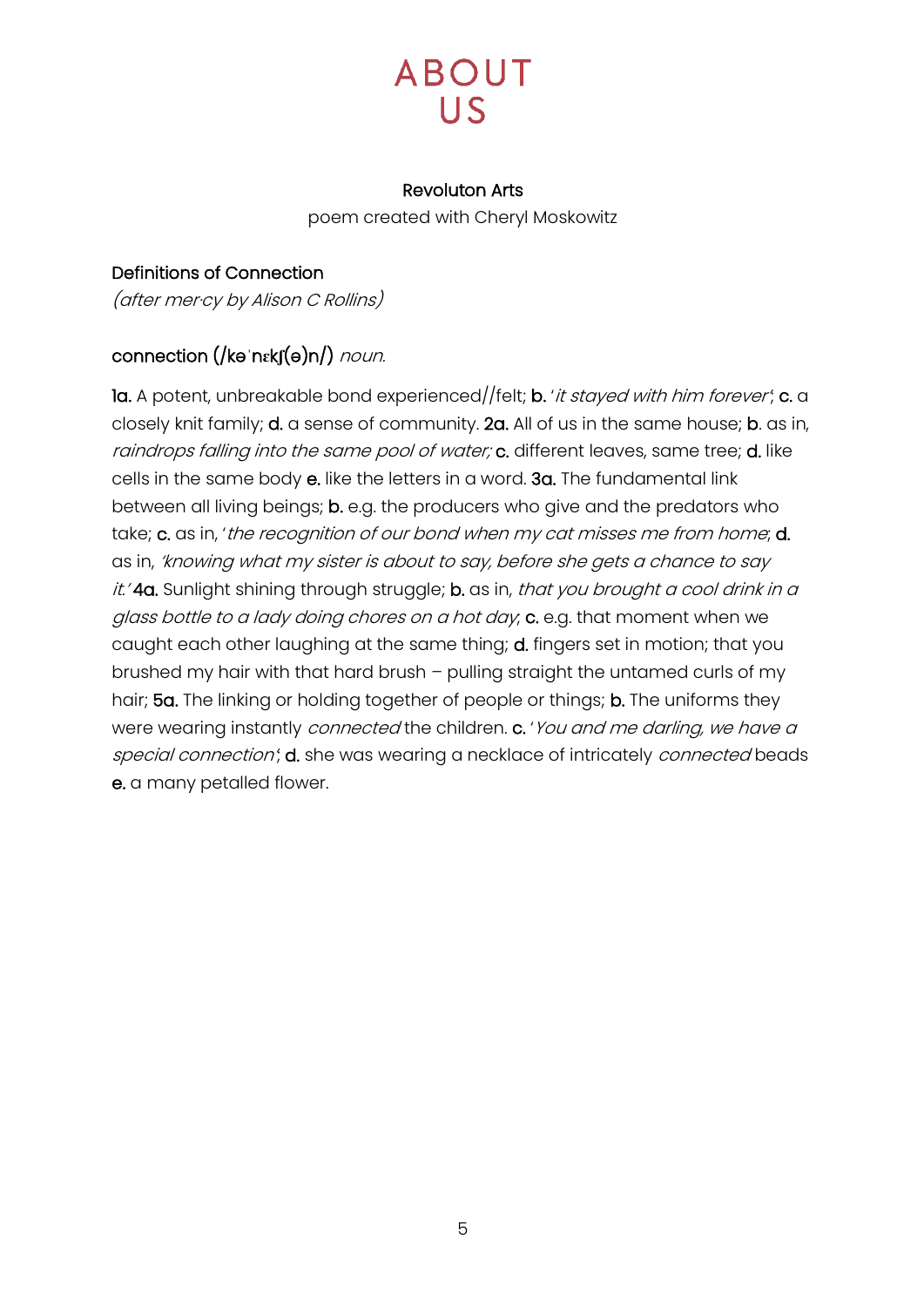# ABOUT US

**Revoluton Arts**

poem created with Cheryl Moskowitz

**Definitions of Connection**

*(after mer·cy by Alison C Rollins)*

**connection (/kəˈnɛkʃ(ə)n/)** *noun.*

**1a.** A potent, unbreakable bond experienced//felt; **b.** '*it stayed with him forever*'; **c.** a closely knit family; **d.** a sense of community. **2a.** All of us in the same house; **b**. as in, *raindrops falling into the same pool of water;* **c.** different leaves, same tree; **d.** like cells in the same body **e.** like the letters in a word. **3a.** The fundamental link between all living beings; **b.** e.g. the producers who give and the predators who take; **c.** as in, '*the recognition of our bond when my cat misses me from home*; **d.** as in, *'knowing what my sister is about to say, before she gets a chance to say it.'* **4a.** Sunlight shining through struggle; **b.** as in, *that you brought a cool drink in a glass bottle to a lady doing chores on a hot day*, **c.** e.g. that moment when we caught each other laughing at the same thing; **d.** fingers set in motion; that you brushed my hair with that hard brush – pulling straight the untamed curls of my hair; **5a.** The linking or holding together of people or things; **b.** The uniforms they were wearing instantly *connected* the children. **c.** '*You and me darling, we have a special connection*'; **d.** she was wearing a necklace of intricately *connected* beads **e.** a many petalled flower.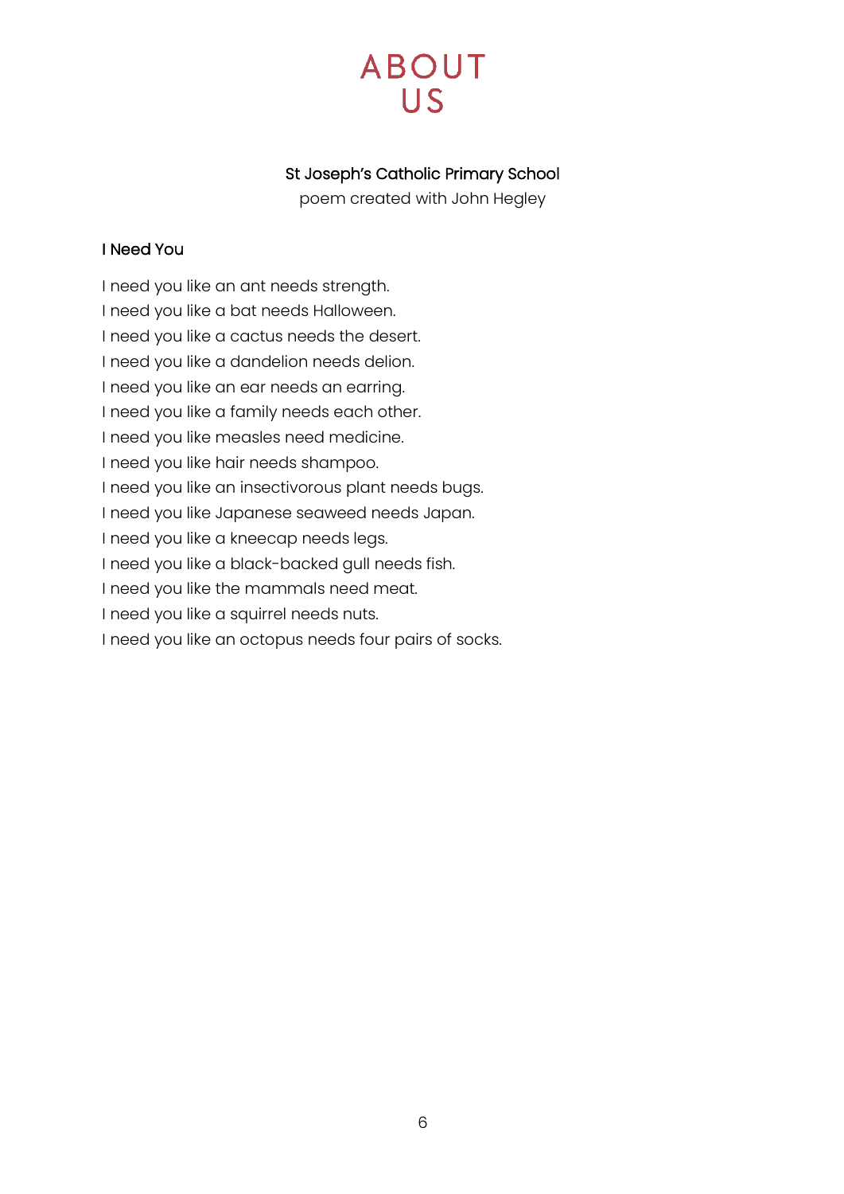# ABOUT US

**St Joseph's Catholic Primary School**

poem created with John Hegley

### I Need You

I need you like an ant needs strength.
I need you like a bat needs Halloween.
I need you like a cactus needs the desert.
I need you like a dandelion needs delion.
I need you like an ear needs an earring.
I need you like a family needs each other.
I need you like measles need medicine.
I need you like hair needs shampoo.
I need you like an insectivorous plant needs bugs.
I need you like Japanese seaweed needs Japan.
I need you like a kneecap needs legs.
I need you like a black-backed gull needs fish.
I need you like the mammals need meat.
I need you like a squirrel needs nuts.
I need you like an octopus needs four pairs of socks.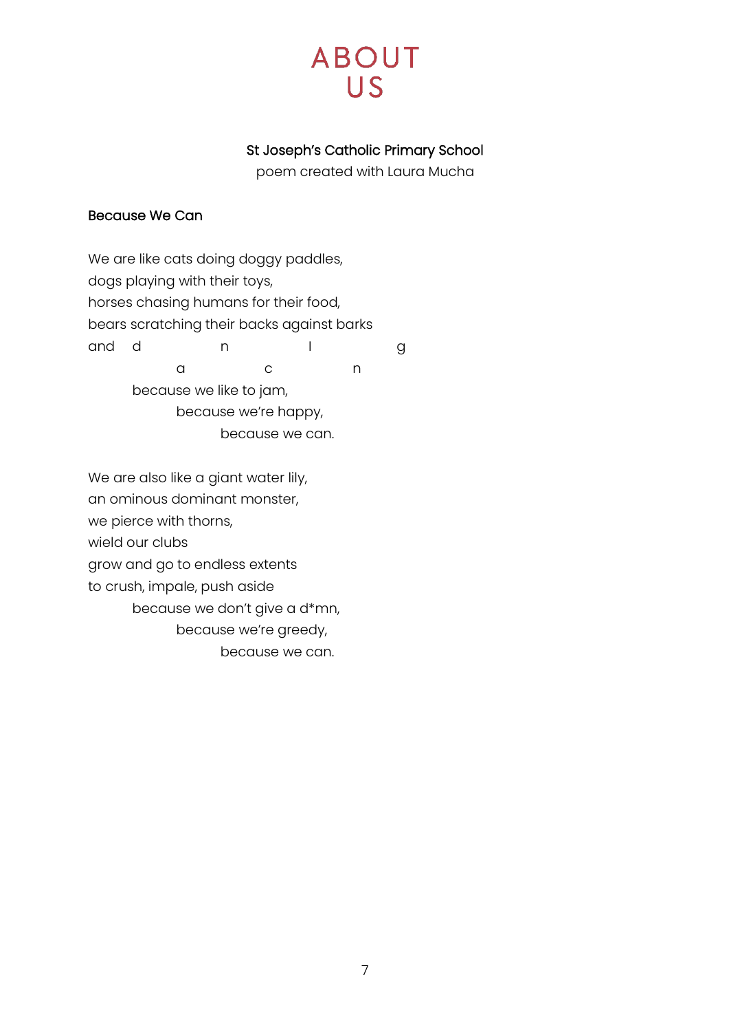# ABOUT US

**St Joseph's Catholic Primary School**
poem created with Laura Mucha

## Because We Can

We are like cats doing doggy paddles,
dogs playing with their toys,
horses chasing humans for their food,
bears scratching their backs against barks
and    d        n        l        g
          a        c        n
     because we like to jam,
          because we're happy,
               because we can.

We are also like a giant water lily,
an ominous dominant monster,
we pierce with thorns,
wield our clubs
grow and go to endless extents
to crush, impale, push aside
     because we don't give a d*mn,
          because we're greedy,
               because we can.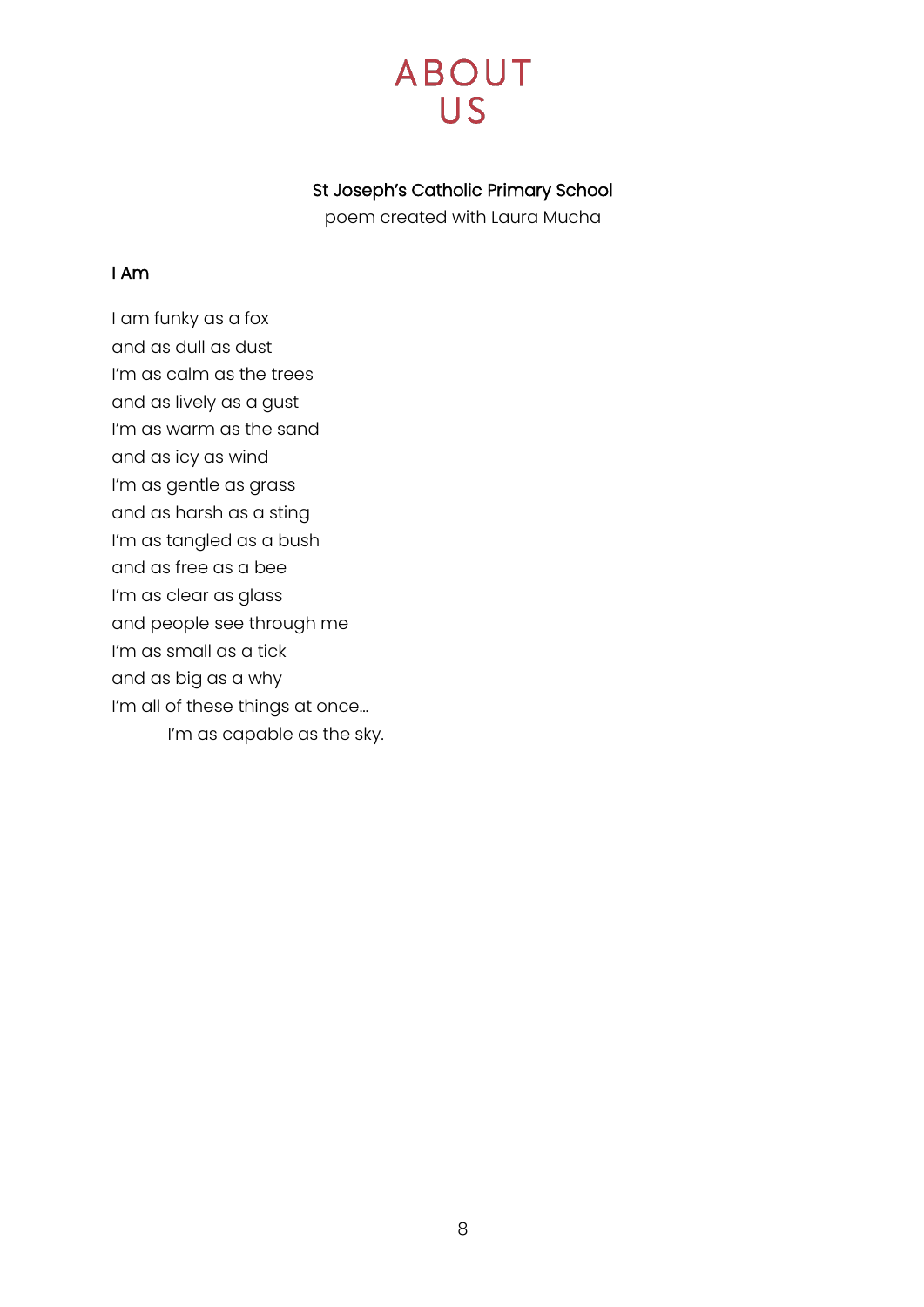# ABOUT US

St Joseph's Catholic Primary School
poem created with Laura Mucha

## I Am

I am funky as a fox
and as dull as dust
I'm as calm as the trees
and as lively as a gust
I'm as warm as the sand
and as icy as wind
I'm as gentle as grass
and as harsh as a sting
I'm as tangled as a bush
and as free as a bee
I'm as clear as glass
and people see through me
I'm as small as a tick
and as big as a why
I'm all of these things at once…
    I'm as capable as the sky.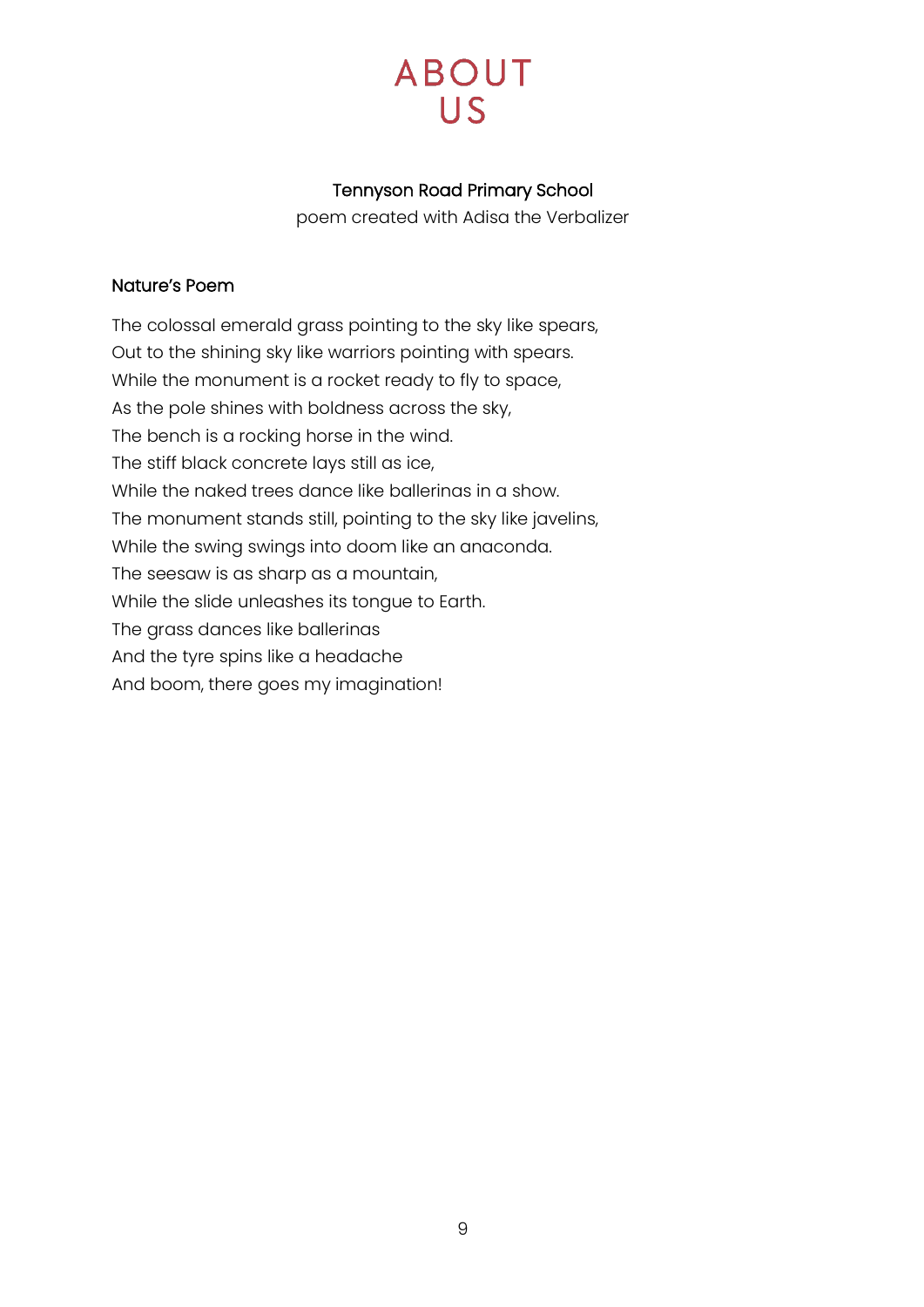# ABOUT US

**Tennyson Road Primary School**

poem created with Adisa the Verbalizer

## Nature's Poem

The colossal emerald grass pointing to the sky like spears,
Out to the shining sky like warriors pointing with spears.
While the monument is a rocket ready to fly to space,
As the pole shines with boldness across the sky,
The bench is a rocking horse in the wind.
The stiff black concrete lays still as ice,
While the naked trees dance like ballerinas in a show.
The monument stands still, pointing to the sky like javelins,
While the swing swings into doom like an anaconda.
The seesaw is as sharp as a mountain,
While the slide unleashes its tongue to Earth.
The grass dances like ballerinas
And the tyre spins like a headache
And boom, there goes my imagination!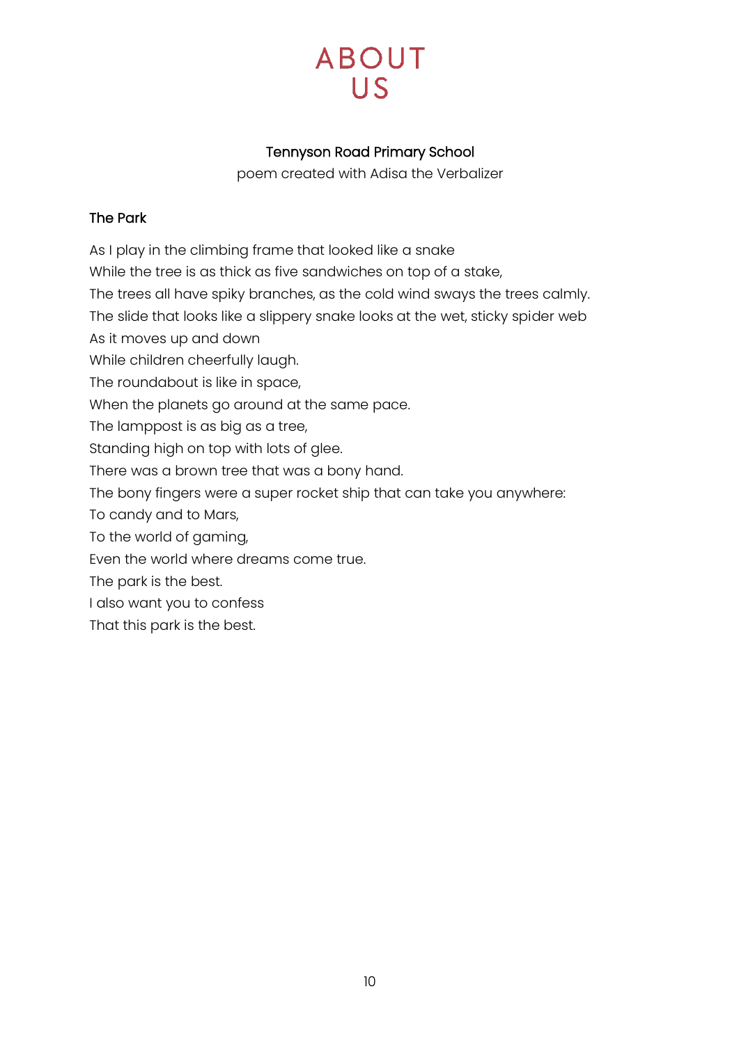# ABOUT US

Tennyson Road Primary School

poem created with Adisa the Verbalizer

## The Park

As I play in the climbing frame that looked like a snake  
While the tree is as thick as five sandwiches on top of a stake,  
The trees all have spiky branches, as the cold wind sways the trees calmly.  
The slide that looks like a slippery snake looks at the wet, sticky spider web  
As it moves up and down  
While children cheerfully laugh.  
The roundabout is like in space,  
When the planets go around at the same pace.  
The lamppost is as big as a tree,  
Standing high on top with lots of glee.  
There was a brown tree that was a bony hand.  
The bony fingers were a super rocket ship that can take you anywhere:  
To candy and to Mars,  
To the world of gaming,  
Even the world where dreams come true.  
The park is the best.  
I also want you to confess  
That this park is the best.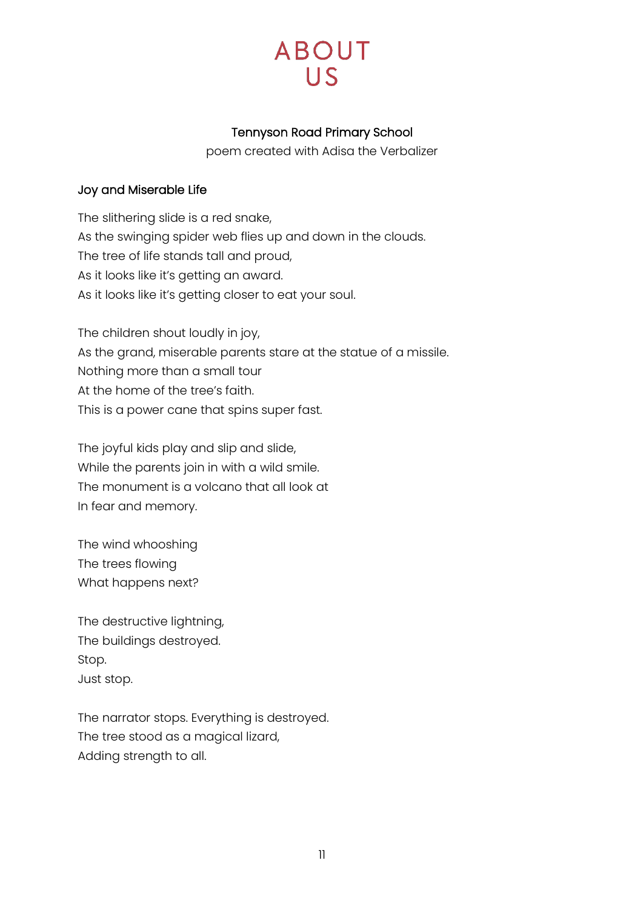# ABOUT US

**Tennyson Road Primary School**

poem created with Adisa the Verbalizer

## Joy and Miserable Life

The slithering slide is a red snake,
As the swinging spider web flies up and down in the clouds.
The tree of life stands tall and proud,
As it looks like it's getting an award.
As it looks like it's getting closer to eat your soul.

The children shout loudly in joy,
As the grand, miserable parents stare at the statue of a missile.
Nothing more than a small tour
At the home of the tree's faith.
This is a power cane that spins super fast.

The joyful kids play and slip and slide,
While the parents join in with a wild smile.
The monument is a volcano that all look at
In fear and memory.

The wind whooshing
The trees flowing
What happens next?

The destructive lightning,
The buildings destroyed.
Stop.
Just stop.

The narrator stops. Everything is destroyed.
The tree stood as a magical lizard,
Adding strength to all.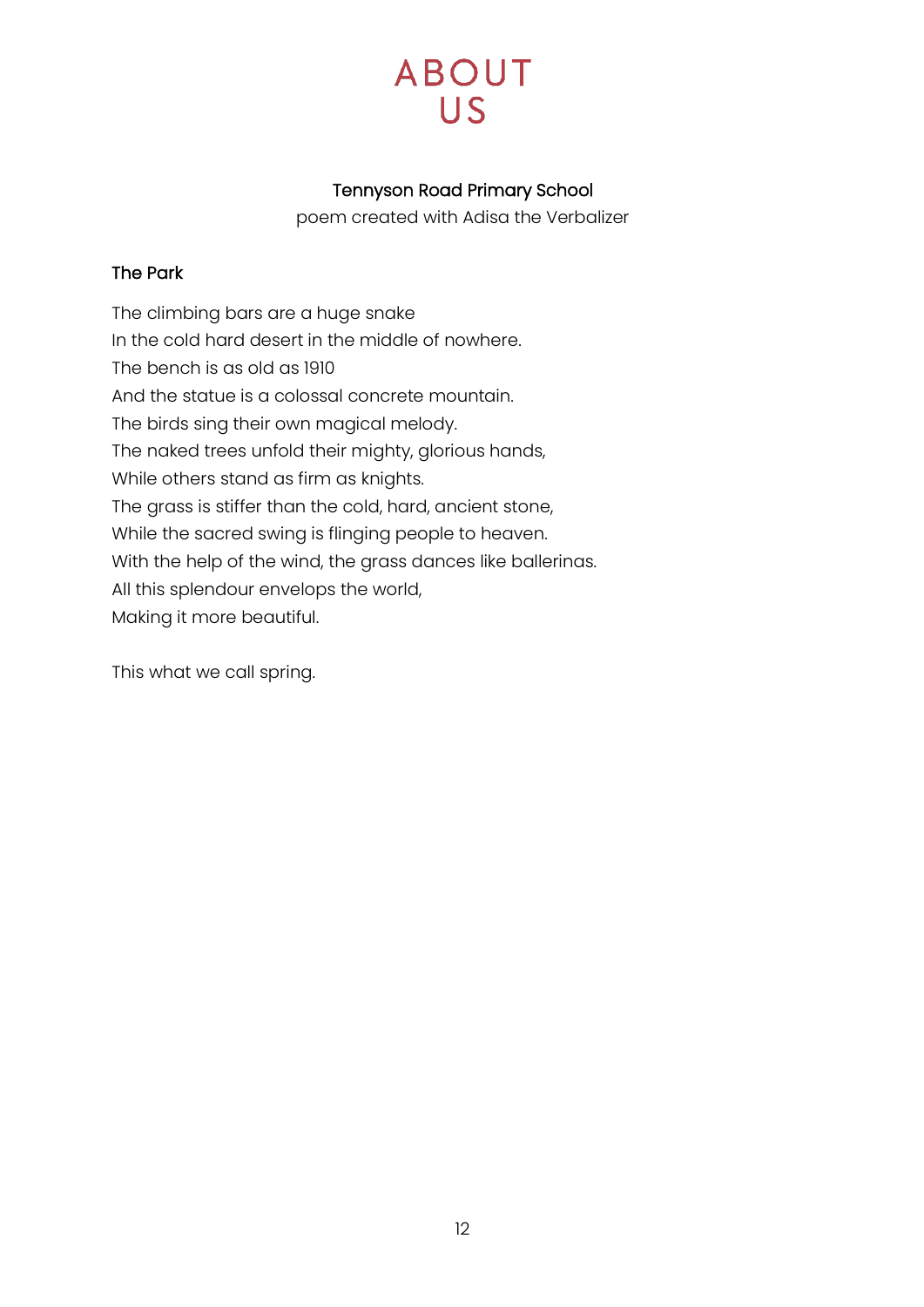# ABOUT US

**Tennyson Road Primary School**

poem created with Adisa the Verbalizer

## The Park

The climbing bars are a huge snake
In the cold hard desert in the middle of nowhere.
The bench is as old as 1910
And the statue is a colossal concrete mountain.
The birds sing their own magical melody.
The naked trees unfold their mighty, glorious hands,
While others stand as firm as knights.
The grass is stiffer than the cold, hard, ancient stone,
While the sacred swing is flinging people to heaven.
With the help of the wind, the grass dances like ballerinas.
All this splendour envelops the world,
Making it more beautiful.

This what we call spring.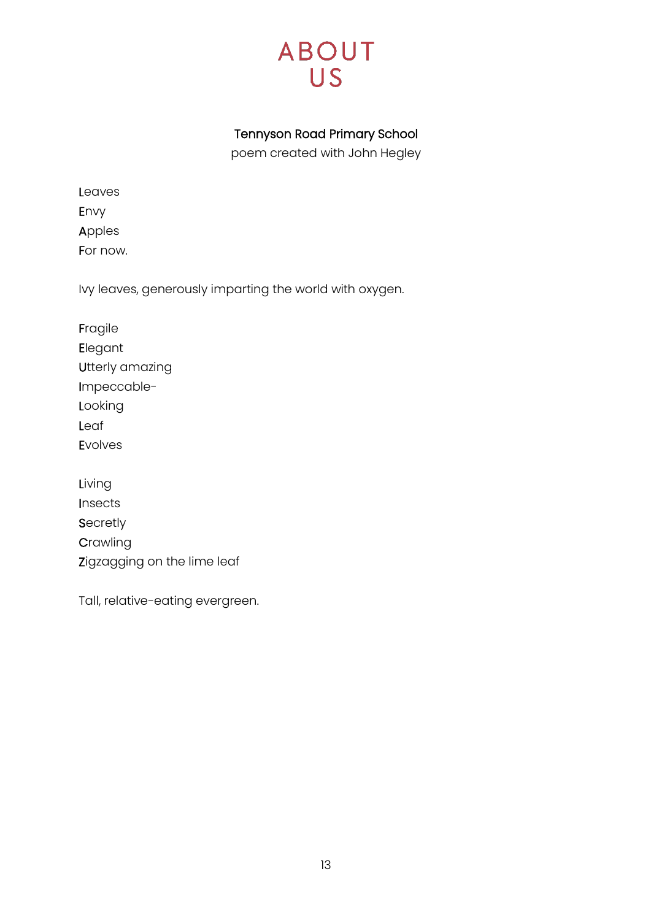# ABOUT US

**Tennyson Road Primary School**

poem created with John Hegley

Leaves
Envy
Apples
For now.

Ivy leaves, generously imparting the world with oxygen.

Fragile
Elegant
Utterly amazing
Impeccable-
Looking
Leaf
Evolves

Living
Insects
Secretly
Crawling
Zigzagging on the lime leaf

Tall, relative-eating evergreen.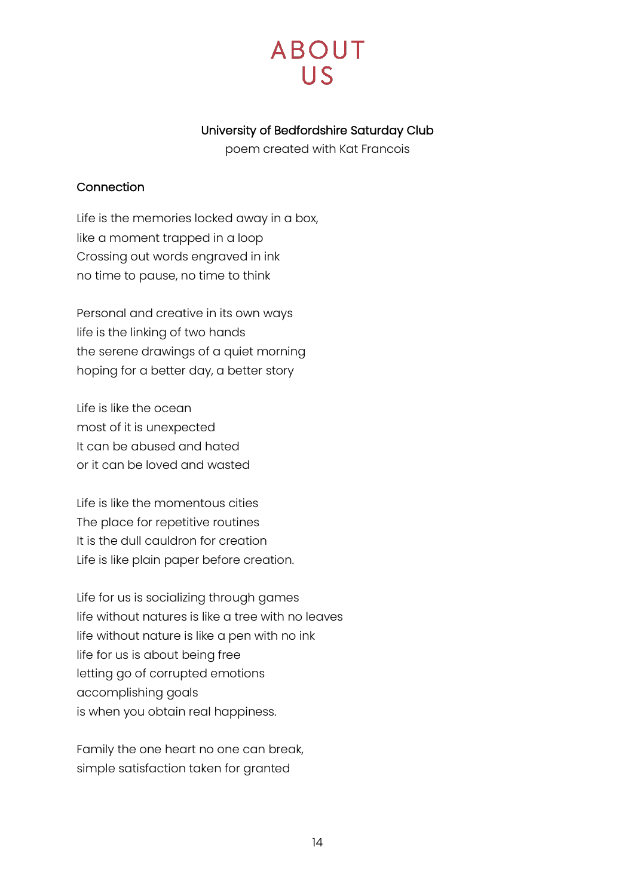# ABOUT US

**University of Bedfordshire Saturday Club**
poem created with Kat Francois

## Connection

Life is the memories locked away in a box,
like a moment trapped in a loop
Crossing out words engraved in ink
no time to pause, no time to think

Personal and creative in its own ways
life is the linking of two hands
the serene drawings of a quiet morning
hoping for a better day, a better story

Life is like the ocean
most of it is unexpected
It can be abused and hated
or it can be loved and wasted

Life is like the momentous cities
The place for repetitive routines
It is the dull cauldron for creation
Life is like plain paper before creation.

Life for us is socializing through games
life without natures is like a tree with no leaves
life without nature is like a pen with no ink
life for us is about being free
letting go of corrupted emotions
accomplishing goals
is when you obtain real happiness.

Family the one heart no one can break,
simple satisfaction taken for granted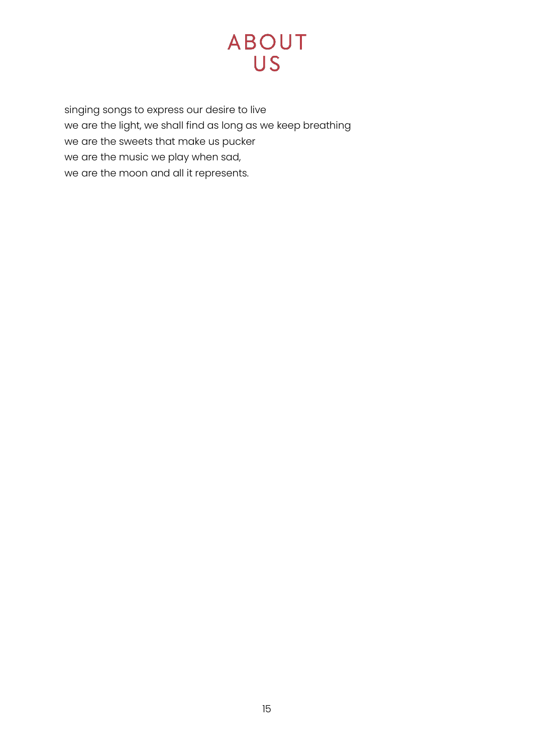# ABOUT US

singing songs to express our desire to live
we are the light, we shall find as long as we keep breathing
we are the sweets that make us pucker
we are the music we play when sad,
we are the moon and all it represents.